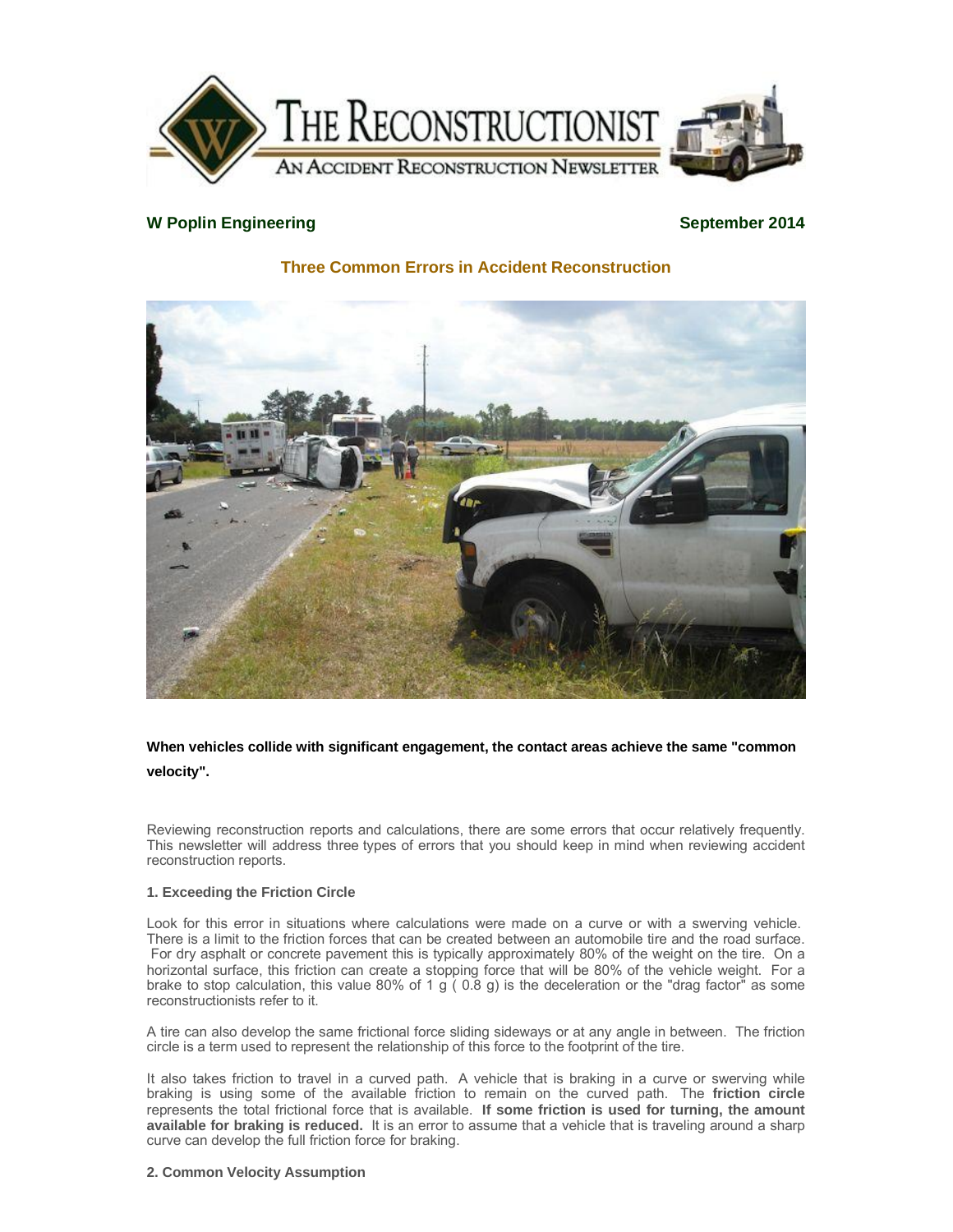# The Reconstructionist

**An Accident Reconstruction Newsletter**

**W Poplin Engineering** **September 2014**

## Three Common Errors in Accident Reconstruction

**When vehicles collide with significant engagement, the contact areas achieve the same "common velocity".**

Reviewing reconstruction reports and calculations, there are some errors that occur relatively frequently. This newsletter will address three types of errors that you should keep in mind when reviewing accident reconstruction reports.

### 1. Exceeding the Friction Circle

Look for this error in situations where calculations were made on a curve or with a swerving vehicle. There is a limit to the friction forces that can be created between an automobile tire and the road surface. For dry asphalt or concrete pavement this is typically approximately 80% of the weight on the tire. On a horizontal surface, this friction can create a stopping force that will be 80% of the vehicle weight. For a brake to stop calculation, this value 80% of 1 g ( 0.8 g) is the deceleration or the "drag factor" as some reconstructionists refer to it.

A tire can also develop the same frictional force sliding sideways or at any angle in between. The friction circle is a term used to represent the relationship of this force to the footprint of the tire.

It also takes friction to travel in a curved path. A vehicle that is braking in a curve or swerving while braking is using some of the available friction to remain on the curved path. The **friction circle** represents the total frictional force that is available. **If some friction is used for turning, the amount available for braking is reduced.** It is an error to assume that a vehicle that is traveling around a sharp curve can develop the full friction force for braking.

### 2. Common Velocity Assumption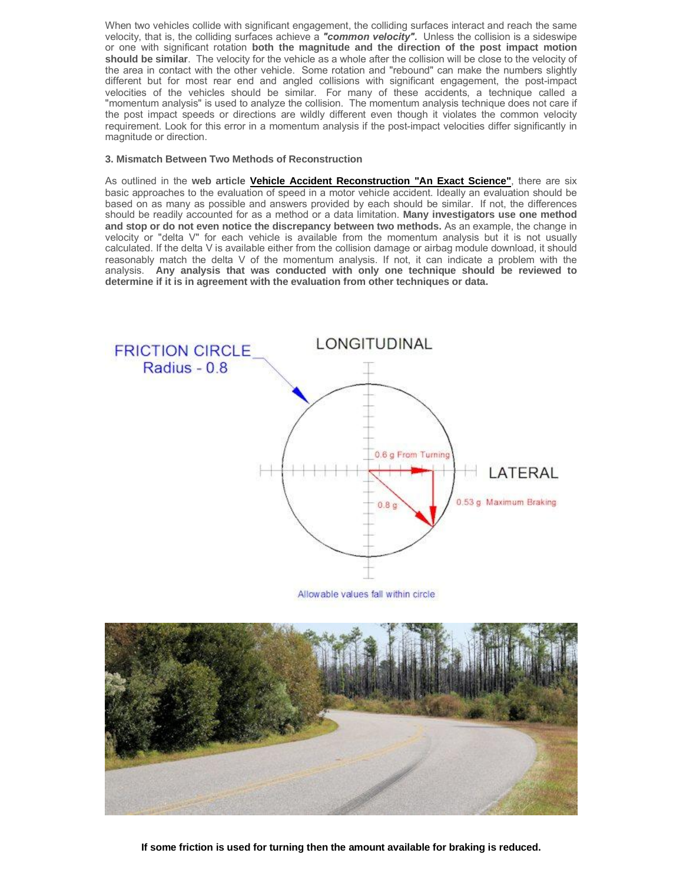When two vehicles collide with significant engagement, the colliding surfaces interact and reach the same velocity, that is, the colliding surfaces achieve a ***"common velocity".*** Unless the collision is a sideswipe or one with significant rotation **both the magnitude and the direction of the post impact motion should be similar**. The velocity for the vehicle as a whole after the collision will be close to the velocity of the area in contact with the other vehicle. Some rotation and "rebound" can make the numbers slightly different but for most rear end and angled collisions with significant engagement, the post-impact velocities of the vehicles should be similar. For many of these accidents, a technique called a "momentum analysis" is used to analyze the collision. The momentum analysis technique does not care if the post impact speeds or directions are wildly different even though it violates the common velocity requirement. Look for this error in a momentum analysis if the post-impact velocities differ significantly in magnitude or direction.

### 3. Mismatch Between Two Methods of Reconstruction

As outlined in the **web article** **Vehicle Accident Reconstruction "An Exact Science"**, there are six basic approaches to the evaluation of speed in a motor vehicle accident. Ideally an evaluation should be based on as many as possible and answers provided by each should be similar. If not, the differences should be readily accounted for as a method or a data limitation. **Many investigators use one method and stop or do not even notice the discrepancy between two methods.** As an example, the change in velocity or "delta V" for each vehicle is available from the momentum analysis but it is not usually calculated. If the delta V is available either from the collision damage or airbag module download, it should reasonably match the delta V of the momentum analysis. If not, it can indicate a problem with the analysis. **Any analysis that was conducted with only one technique should be reviewed to determine if it is in agreement with the evaluation from other techniques or data.**

FRICTION CIRCLE Radius - 0.8

LONGITUDINAL

LATERAL

0.6 g From Turning

0.8 g

0.53 g Maximum Braking

Allowable values fall within circle

**If some friction is used for turning then the amount available for braking is reduced.**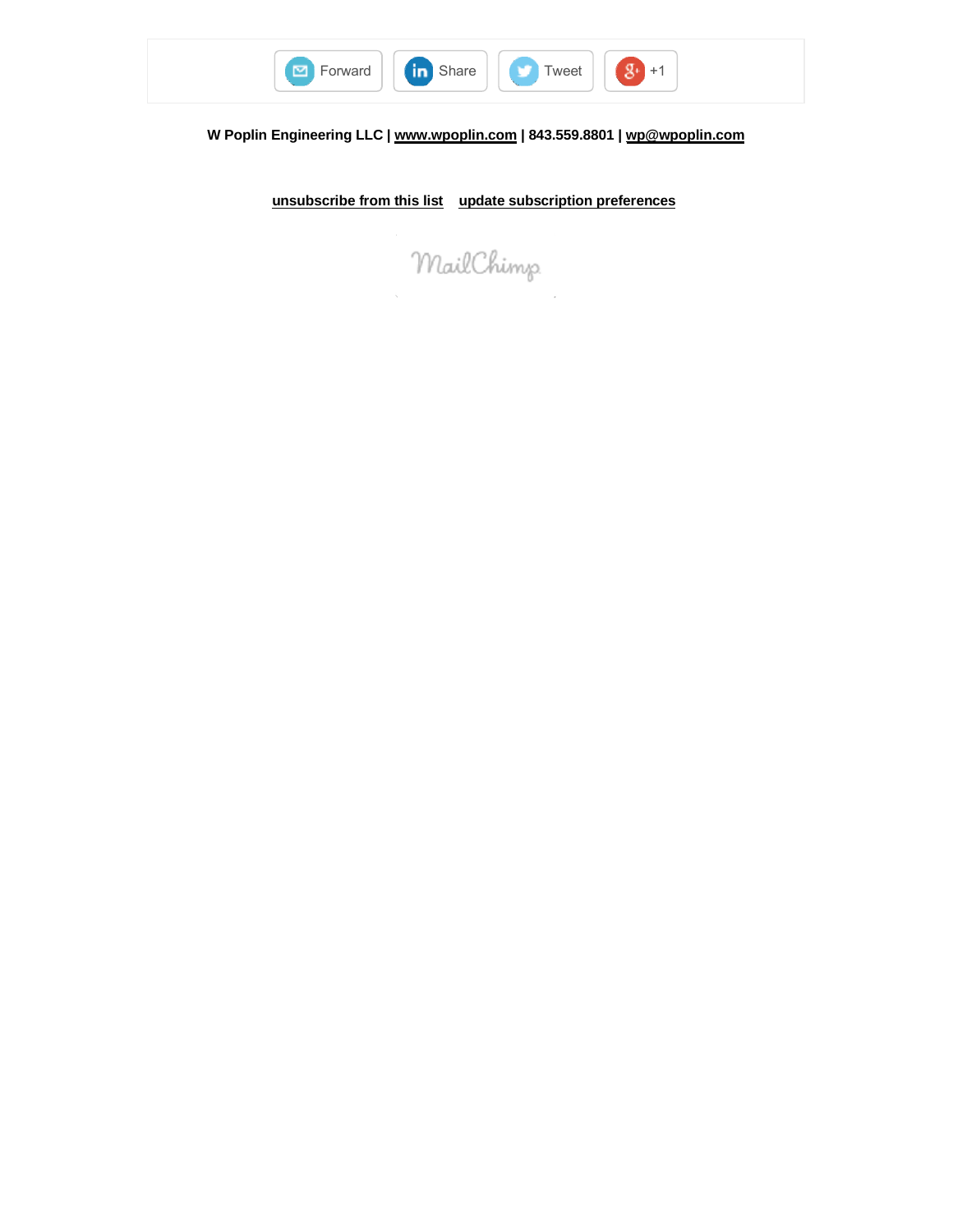Forward Share Tweet +1

**W Poplin Engineering LLC | www.wpoplin.com | 843.559.8801 | wp@wpoplin.com**

**unsubscribe from this list** **update subscription preferences**

MailChimp